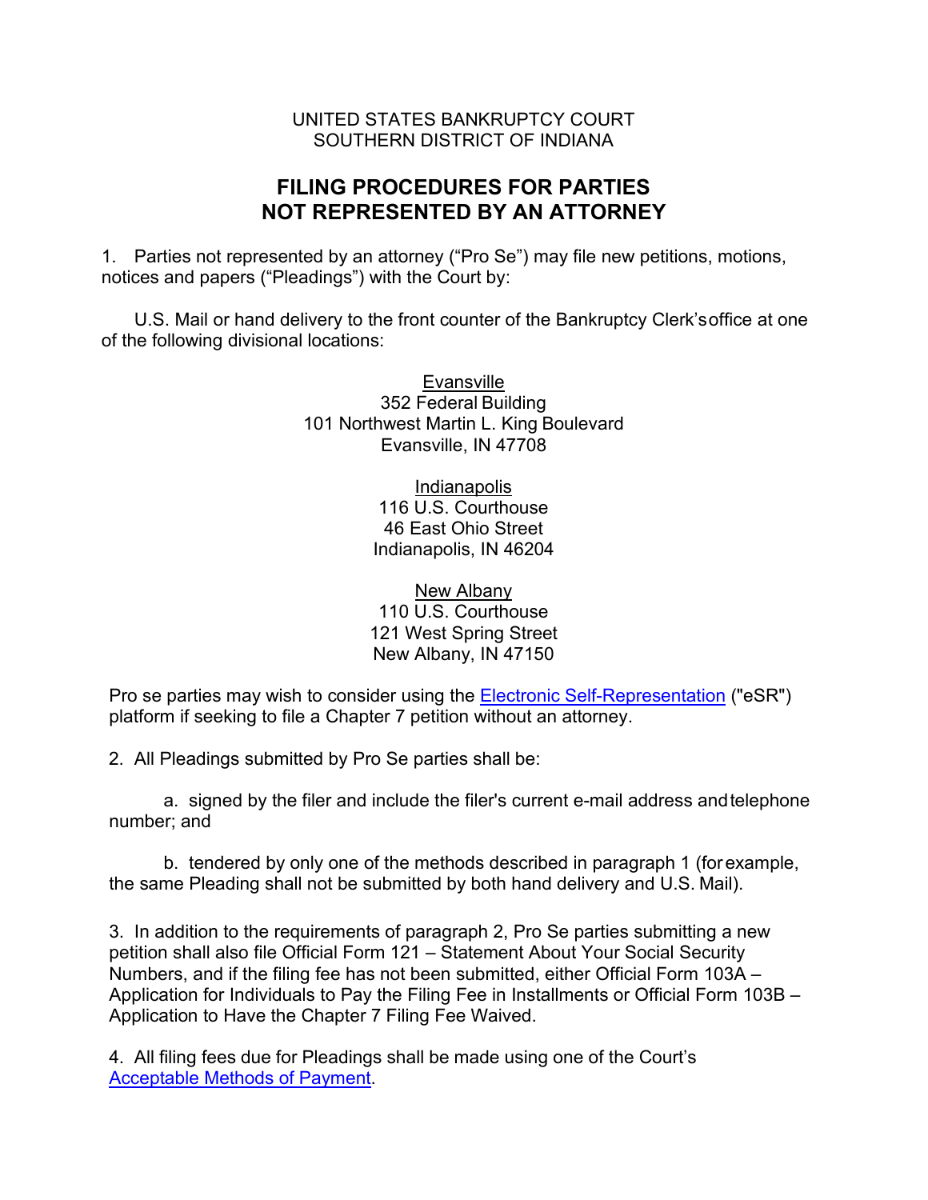UNITED STATES BANKRUPTCY COURT
SOUTHERN DISTRICT OF INDIANA

# FILING PROCEDURES FOR PARTIES NOT REPRESENTED BY AN ATTORNEY

1. Parties not represented by an attorney ("Pro Se") may file new petitions, motions, notices and papers ("Pleadings") with the Court by:

U.S. Mail or hand delivery to the front counter of the Bankruptcy Clerk's office at one of the following divisional locations:

Evansville
352 Federal Building
101 Northwest Martin L. King Boulevard
Evansville, IN 47708

Indianapolis
116 U.S. Courthouse
46 East Ohio Street
Indianapolis, IN 46204

New Albany
110 U.S. Courthouse
121 West Spring Street
New Albany, IN 47150

Pro se parties may wish to consider using the Electronic Self-Representation ("eSR") platform if seeking to file a Chapter 7 petition without an attorney.

2. All Pleadings submitted by Pro Se parties shall be:

a. signed by the filer and include the filer's current e-mail address and telephone number; and

b. tendered by only one of the methods described in paragraph 1 (for example, the same Pleading shall not be submitted by both hand delivery and U.S. Mail).

3. In addition to the requirements of paragraph 2, Pro Se parties submitting a new petition shall also file Official Form 121 – Statement About Your Social Security Numbers, and if the filing fee has not been submitted, either Official Form 103A – Application for Individuals to Pay the Filing Fee in Installments or Official Form 103B – Application to Have the Chapter 7 Filing Fee Waived.

4. All filing fees due for Pleadings shall be made using one of the Court's Acceptable Methods of Payment.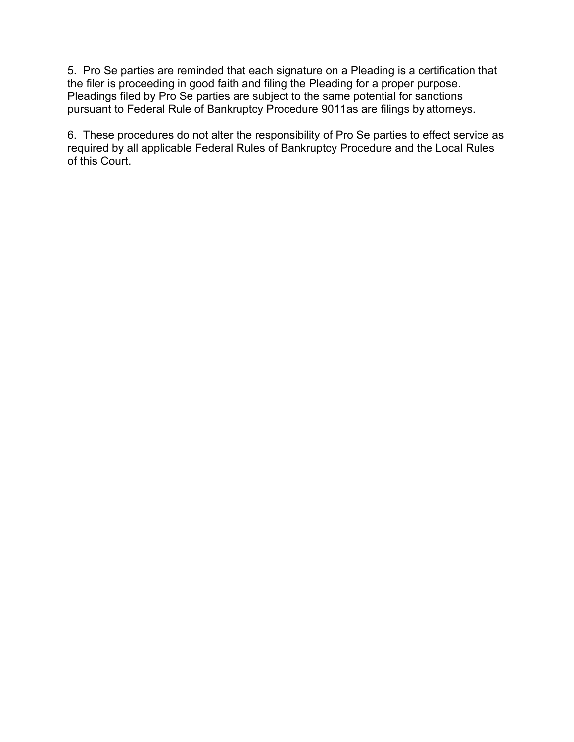5. Pro Se parties are reminded that each signature on a Pleading is a certification that the filer is proceeding in good faith and filing the Pleading for a proper purpose. Pleadings filed by Pro Se parties are subject to the same potential for sanctions pursuant to Federal Rule of Bankruptcy Procedure 9011as are filings by attorneys.

6. These procedures do not alter the responsibility of Pro Se parties to effect service as required by all applicable Federal Rules of Bankruptcy Procedure and the Local Rules of this Court.